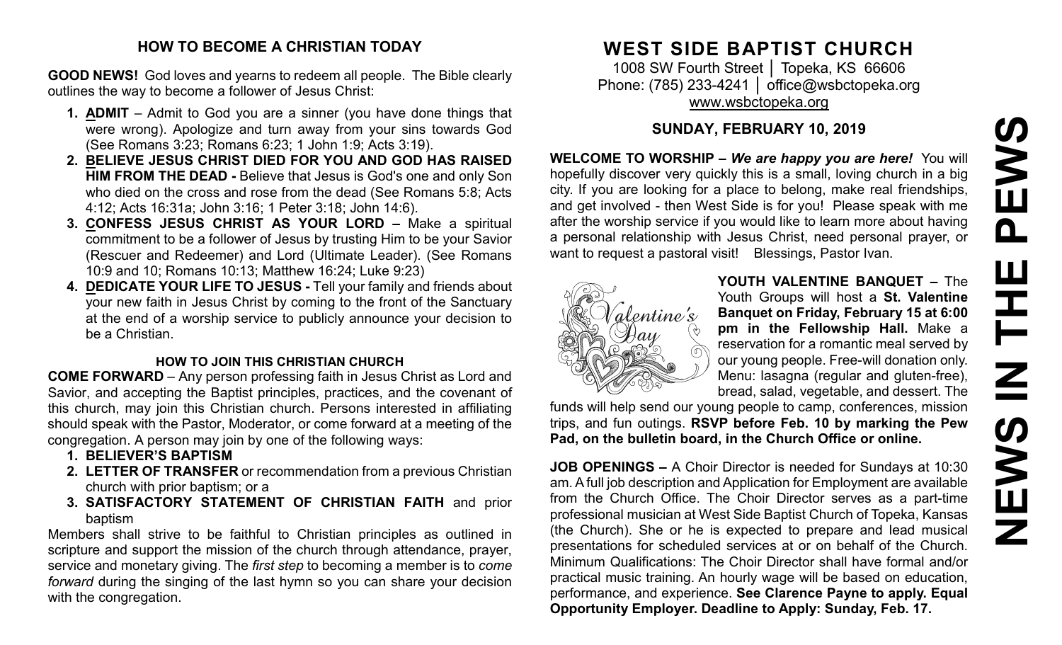## HOW TO BECOME A CHRISTIAN TODAY

**GOOD NEWS!** God loves and yearns to redeem all people. The Bible clearly outlines the way to become a follower of Jesus Christ:

1. **ADMIT** – Admit to God you are a sinner (you have done things that were wrong). Apologize and turn away from your sins towards God (See Romans 3:23; Romans 6:23; 1 John 1:9; Acts 3:19).
2. **BELIEVE JESUS CHRIST DIED FOR YOU AND GOD HAS RAISED HIM FROM THE DEAD -** Believe that Jesus is God's one and only Son who died on the cross and rose from the dead (See Romans 5:8; Acts 4:12; Acts 16:31a; John 3:16; 1 Peter 3:18; John 14:6).
3. **CONFESS JESUS CHRIST AS YOUR LORD –** Make a spiritual commitment to be a follower of Jesus by trusting Him to be your Savior (Rescuer and Redeemer) and Lord (Ultimate Leader). (See Romans 10:9 and 10; Romans 10:13; Matthew 16:24; Luke 9:23)
4. **DEDICATE YOUR LIFE TO JESUS -** Tell your family and friends about your new faith in Jesus Christ by coming to the front of the Sanctuary at the end of a worship service to publicly announce your decision to be a Christian.

### HOW TO JOIN THIS CHRISTIAN CHURCH

**COME FORWARD** – Any person professing faith in Jesus Christ as Lord and Savior, and accepting the Baptist principles, practices, and the covenant of this church, may join this Christian church. Persons interested in affiliating should speak with the Pastor, Moderator, or come forward at a meeting of the congregation. A person may join by one of the following ways:

1. **BELIEVER'S BAPTISM**
2. **LETTER OF TRANSFER** or recommendation from a previous Christian church with prior baptism; or a
3. **SATISFACTORY STATEMENT OF CHRISTIAN FAITH** and prior baptism

Members shall strive to be faithful to Christian principles as outlined in scripture and support the mission of the church through attendance, prayer, service and monetary giving. The *first step* to becoming a member is to *come forward* during the singing of the last hymn so you can share your decision with the congregation.

# WEST SIDE BAPTIST CHURCH

1008 SW Fourth Street │ Topeka, KS 66606
Phone: (785) 233-4241 │ office@wsbctopeka.org
www.wsbctopeka.org

## SUNDAY, FEBRUARY 10, 2019

**WELCOME TO WORSHIP –** ***We are happy you are here!*** You will hopefully discover very quickly this is a small, loving church in a big city. If you are looking for a place to belong, make real friendships, and get involved - then West Side is for you! Please speak with me after the worship service if you would like to learn more about having a personal relationship with Jesus Christ, need personal prayer, or want to request a pastoral visit! Blessings, Pastor Ivan.

**YOUTH VALENTINE BANQUET –** The Youth Groups will host a **St. Valentine Banquet on Friday, February 15 at 6:00 pm in the Fellowship Hall.** Make a reservation for a romantic meal served by our young people. Free-will donation only. Menu: lasagna (regular and gluten-free), bread, salad, vegetable, and dessert. The funds will help send our young people to camp, conferences, mission trips, and fun outings. **RSVP before Feb. 10 by marking the Pew Pad, on the bulletin board, in the Church Office or online.**

**JOB OPENINGS –** A Choir Director is needed for Sundays at 10:30 am. A full job description and Application for Employment are available from the Church Office. The Choir Director serves as a part-time professional musician at West Side Baptist Church of Topeka, Kansas (the Church). She or he is expected to prepare and lead musical presentations for scheduled services at or on behalf of the Church. Minimum Qualifications: The Choir Director shall have formal and/or practical music training. An hourly wage will be based on education, performance, and experience. **See Clarence Payne to apply. Equal Opportunity Employer. Deadline to Apply: Sunday, Feb. 17.**

# NEWS IN THE PEWS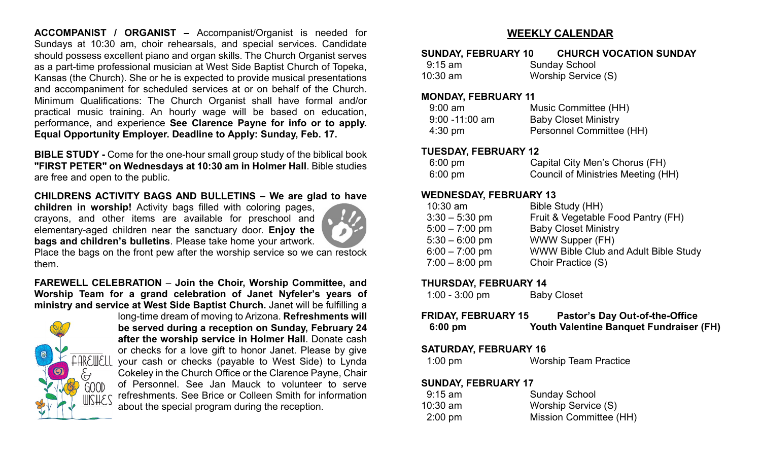**ACCOMPANIST / ORGANIST** – Accompanist/Organist is needed for Sundays at 10:30 am, choir rehearsals, and special services. Candidate should possess excellent piano and organ skills. The Church Organist serves as a part-time professional musician at West Side Baptist Church of Topeka, Kansas (the Church). She or he is expected to provide musical presentations and accompaniment for scheduled services at or on behalf of the Church. Minimum Qualifications: The Church Organist shall have formal and/or practical music training. An hourly wage will be based on education, performance, and experience **See Clarence Payne for info or to apply. Equal Opportunity Employer. Deadline to Apply: Sunday, Feb. 17.**

**BIBLE STUDY -** Come for the one-hour small group study of the biblical book **"FIRST PETER" on Wednesdays at 10:30 am in Holmer Hall**. Bible studies are free and open to the public.

**CHILDRENS ACTIVITY BAGS AND BULLETINS – We are glad to have children in worship!** Activity bags filled with coloring pages, crayons, and other items are available for preschool and elementary-aged children near the sanctuary door. **Enjoy the bags and children's bulletins**. Please take home your artwork. Place the bags on the front pew after the worship service so we can restock them.

**FAREWELL CELEBRATION** – **Join the Choir, Worship Committee, and Worship Team for a grand celebration of Janet Nyfeler's years of ministry and service at West Side Baptist Church.** Janet will be fulfilling a long-time dream of moving to Arizona. **Refreshments will be served during a reception on Sunday, February 24 after the worship service in Holmer Hall**. Donate cash or checks for a love gift to honor Janet. Please by give your cash or checks (payable to West Side) to Lynda Cokeley in the Church Office or the Clarence Payne, Chair of Personnel. See Jan Mauck to volunteer to serve refreshments. See Brice or Colleen Smith for information about the special program during the reception.

## WEEKLY CALENDAR

**SUNDAY, FEBRUARY 10 — CHURCH VOCATION SUNDAY**

| | |
|---|---|
| 9:15 am | Sunday School |
| 10:30 am | Worship Service (S) |

**MONDAY, FEBRUARY 11**

| | |
|---|---|
| 9:00 am | Music Committee (HH) |
| 9:00 -11:00 am | Baby Closet Ministry |
| 4:30 pm | Personnel Committee (HH) |

**TUESDAY, FEBRUARY 12**

| | |
|---|---|
| 6:00 pm | Capital City Men's Chorus (FH) |
| 6:00 pm | Council of Ministries Meeting (HH) |

**WEDNESDAY, FEBRUARY 13**

| | |
|---|---|
| 10:30 am | Bible Study (HH) |
| 3:30 – 5:30 pm | Fruit & Vegetable Food Pantry (FH) |
| 5:00 – 7:00 pm | Baby Closet Ministry |
| 5:30 – 6:00 pm | WWW Supper (FH) |
| 6:00 – 7:00 pm | WWW Bible Club and Adult Bible Study |
| 7:00 – 8:00 pm | Choir Practice (S) |

**THURSDAY, FEBRUARY 14**

| | |
|---|---|
| 1:00 - 3:00 pm | Baby Closet |

**FRIDAY, FEBRUARY 15 — Pastor's Day Out-of-the-Office**

| | |
|---|---|
| **6:00 pm** | **Youth Valentine Banquet Fundraiser (FH)** |

**SATURDAY, FEBRUARY 16**

| | |
|---|---|
| 1:00 pm | Worship Team Practice |

**SUNDAY, FEBRUARY 17**

| | |
|---|---|
| 9:15 am | Sunday School |
| 10:30 am | Worship Service (S) |
| 2:00 pm | Mission Committee (HH) |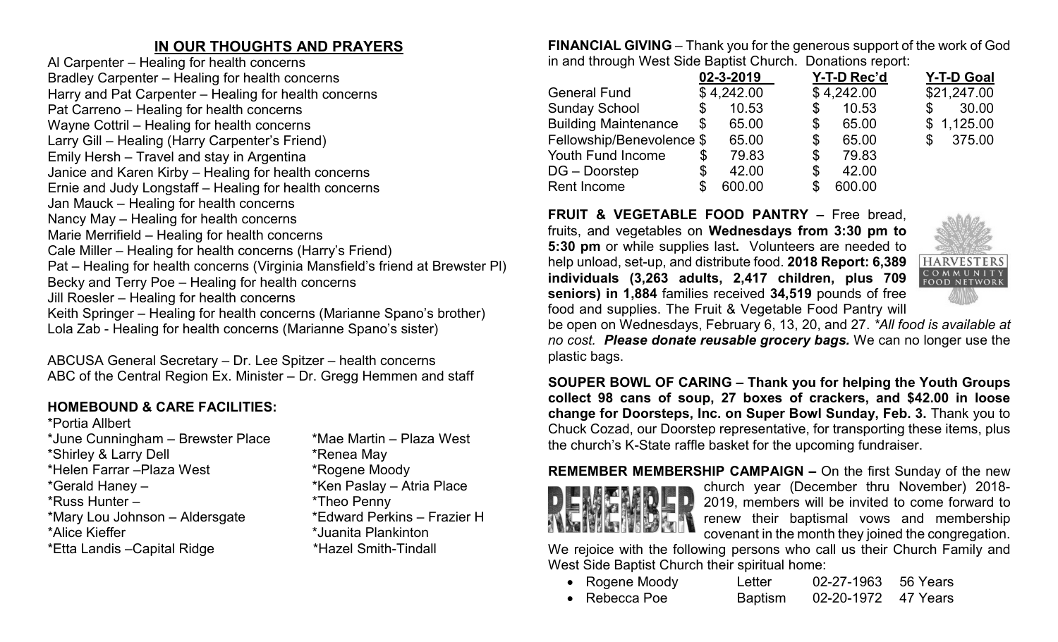## IN OUR THOUGHTS AND PRAYERS

Al Carpenter – Healing for health concerns
Bradley Carpenter – Healing for health concerns
Harry and Pat Carpenter – Healing for health concerns
Pat Carreno – Healing for health concerns
Wayne Cottril – Healing for health concerns
Larry Gill – Healing (Harry Carpenter's Friend)
Emily Hersh – Travel and stay in Argentina
Janice and Karen Kirby – Healing for health concerns
Ernie and Judy Longstaff – Healing for health concerns
Jan Mauck – Healing for health concerns
Nancy May – Healing for health concerns
Marie Merrifield – Healing for health concerns
Cale Miller – Healing for health concerns (Harry's Friend)
Pat – Healing for health concerns (Virginia Mansfield's friend at Brewster Pl)
Becky and Terry Poe – Healing for health concerns
Jill Roesler – Healing for health concerns
Keith Springer – Healing for health concerns (Marianne Spano's brother)
Lola Zab - Healing for health concerns (Marianne Spano's sister)

ABCUSA General Secretary – Dr. Lee Spitzer – health concerns
ABC of the Central Region Ex. Minister – Dr. Gregg Hemmen and staff

### HOMEBOUND & CARE FACILITIES:

*Portia Allbert
*June Cunningham – Brewster Place
*Shirley & Larry Dell
*Helen Farrar –Plaza West
*Gerald Haney –
*Russ Hunter –
*Mary Lou Johnson – Aldersgate
*Alice Kieffer
*Etta Landis –Capital Ridge
*Mae Martin – Plaza West
*Renea May
*Rogene Moody
*Ken Paslay – Atria Place
*Theo Penny
*Edward Perkins – Frazier H
*Juanita Plankinton
*Hazel Smith-Tindall

**FINANCIAL GIVING** – Thank you for the generous support of the work of God in and through West Side Baptist Church. Donations report:

| | 02-3-2019 | Y-T-D Rec'd | Y-T-D Goal |
|---|---|---|---|
| General Fund | $ 4,242.00 | $ 4,242.00 | $21,247.00 |
| Sunday School | $ 10.53 | $ 10.53 | $ 30.00 |
| Building Maintenance | $ 65.00 | $ 65.00 | $ 1,125.00 |
| Fellowship/Benevolence | $ 65.00 | $ 65.00 | $ 375.00 |
| Youth Fund Income | $ 79.83 | $ 79.83 | |
| DG – Doorstep | $ 42.00 | $ 42.00 | |
| Rent Income | $ 600.00 | $ 600.00 | |

**FRUIT & VEGETABLE FOOD PANTRY –** Free bread, fruits, and vegetables on **Wednesdays from 3:30 pm to 5:30 pm** or while supplies last**.** Volunteers are needed to help unload, set-up, and distribute food. **2018 Report: 6,389 individuals (3,263 adults, 2,417 children, plus 709 seniors) in 1,884** families received **34,519** pounds of free food and supplies. The Fruit & Vegetable Food Pantry will be open on Wednesdays, February 6, 13, 20, and 27. *\*All food is available at no cost.* ***Please donate reusable grocery bags.*** We can no longer use the plastic bags.

**SOUPER BOWL OF CARING – Thank you for helping the Youth Groups collect 98 cans of soup, 27 boxes of crackers, and $42.00 in loose change for Doorsteps, Inc. on Super Bowl Sunday, Feb. 3.** Thank you to Chuck Cozad, our Doorstep representative, for transporting these items, plus the church's K-State raffle basket for the upcoming fundraiser.

**REMEMBER MEMBERSHIP CAMPAIGN –** On the first Sunday of the new church year (December thru November) 2018-2019, members will be invited to come forward to renew their baptismal vows and membership covenant in the month they joined the congregation. We rejoice with the following persons who call us their Church Family and West Side Baptist Church their spiritual home:

- Rogene Moody — Letter — 02-27-1963 — 56 Years
- Rebecca Poe — Baptism — 02-20-1972 — 47 Years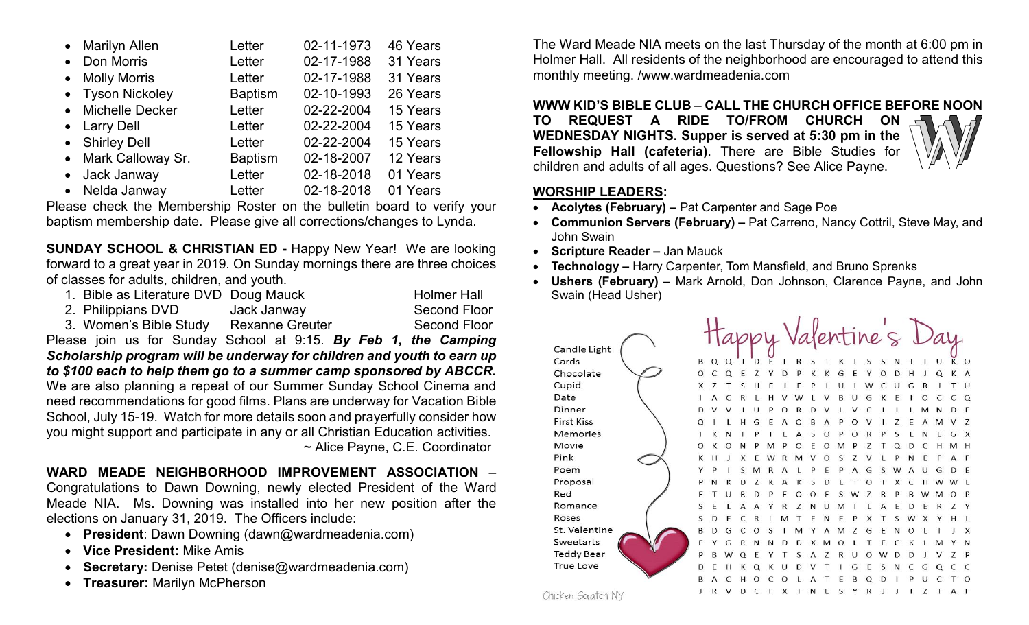- Marilyn Allen Letter 02-11-1973 46 Years
- Don Morris Letter 02-17-1988 31 Years
- Molly Morris Letter 02-17-1988 31 Years
- Tyson Nickoley Baptism 02-10-1993 26 Years
- Michelle Decker Letter 02-22-2004 15 Years
- Larry Dell Letter 02-22-2004 15 Years
- Shirley Dell Letter 02-22-2004 15 Years
- Mark Calloway Sr. Baptism 02-18-2007 12 Years
- Jack Janway Letter 02-18-2018 01 Years
- Nelda Janway Letter 02-18-2018 01 Years

Please check the Membership Roster on the bulletin board to verify your baptism membership date. Please give all corrections/changes to Lynda.

**SUNDAY SCHOOL & CHRISTIAN ED -** Happy New Year! We are looking forward to a great year in 2019. On Sunday mornings there are three choices of classes for adults, children, and youth.

1. Bible as Literature DVD Doug Mauck Holmer Hall
2. Philippians DVD Jack Janway Second Floor
3. Women's Bible Study Rexanne Greuter Second Floor

Please join us for Sunday School at 9:15. ***By Feb 1, the Camping Scholarship program will be underway for children and youth to earn up to $100 each to help them go to a summer camp sponsored by ABCCR.*** We are also planning a repeat of our Summer Sunday School Cinema and need recommendations for good films. Plans are underway for Vacation Bible School, July 15-19. Watch for more details soon and prayerfully consider how you might support and participate in any or all Christian Education activities.

~ Alice Payne, C.E. Coordinator

**WARD MEADE NEIGHBORHOOD IMPROVEMENT ASSOCIATION** – Congratulations to Dawn Downing, newly elected President of the Ward Meade NIA. Ms. Downing was installed into her new position after the elections on January 31, 2019. The Officers include:

- **President**: Dawn Downing (dawn@wardmeadenia.com)
- **Vice President:** Mike Amis
- **Secretary:** Denise Petet (denise@wardmeadenia.com)
- **Treasurer:** Marilyn McPherson

The Ward Meade NIA meets on the last Thursday of the month at 6:00 pm in Holmer Hall. All residents of the neighborhood are encouraged to attend this monthly meeting. /www.wardmeadenia.com

**WWW KID'S BIBLE CLUB – CALL THE CHURCH OFFICE BEFORE NOON TO REQUEST A RIDE TO/FROM CHURCH ON WEDNESDAY NIGHTS. Supper is served at 5:30 pm in the Fellowship Hall (cafeteria)**. There are Bible Studies for children and adults of all ages. Questions? See Alice Payne.

**WORSHIP LEADERS:**

- **Acolytes (February) –** Pat Carpenter and Sage Poe
- **Communion Servers (February) –** Pat Carreno, Nancy Cottril, Steve May, and John Swain
- **Scripture Reader –** Jan Mauck
- **Technology –** Harry Carpenter, Tom Mansfield, and Bruno Sprenks
- **Ushers (February)** – Mark Arnold, Don Johnson, Clarence Payne, and John Swain (Head Usher)

## Happy Valentine's Day

Candle Light
Cards
Chocolate
Cupid
Date
Dinner
First Kiss
Memories
Movie
Pink
Poem
Proposal
Red
Romance
Roses
St. Valentine
Sweetarts
Teddy Bear
True Love

B Q Q J D F I R S T K I S S N T I U K O
O C Q E Z Y D P K K G E Y O D H J Q K A
X Z T S H E J F P I U I W C U G R J T U
I A C R L H V W L V B U G K E I O C C Q
D V V J U P O R D V L V C I I L M N D F
Q I L H G E A Q B A P O V I Z E A M V Z
I K N I P I L A S O P O R P S L N E G X
O K O N P M P O E O M P Z T Q D C H M H
K H J X E W R M V O S Z V L P N E F A F
Y P I S M R A L P E P A G S W A U G D E
P N K D Z K A K S D L T O T X C H W W L
E T U R D P E O O E S W Z R P B W M O P
S E L A A Y R Z N U M I L A E D E R Z Y
S D E C R L M T E N E P X T S W X Y H L
B D G C O S I M Y A M Z G E N O L I J X
F Y G R N N D D X M O L T E C K L M Y N
P B W Q E Y T S A Z R U O W D D J V Z P
D E H K Q K U D V T I G E S N C G Q C C
B A C H O C O L A T E B Q D I P U C T O
J R V D C F X T N E S Y R J J I Z T A F

Chicken Scratch NY